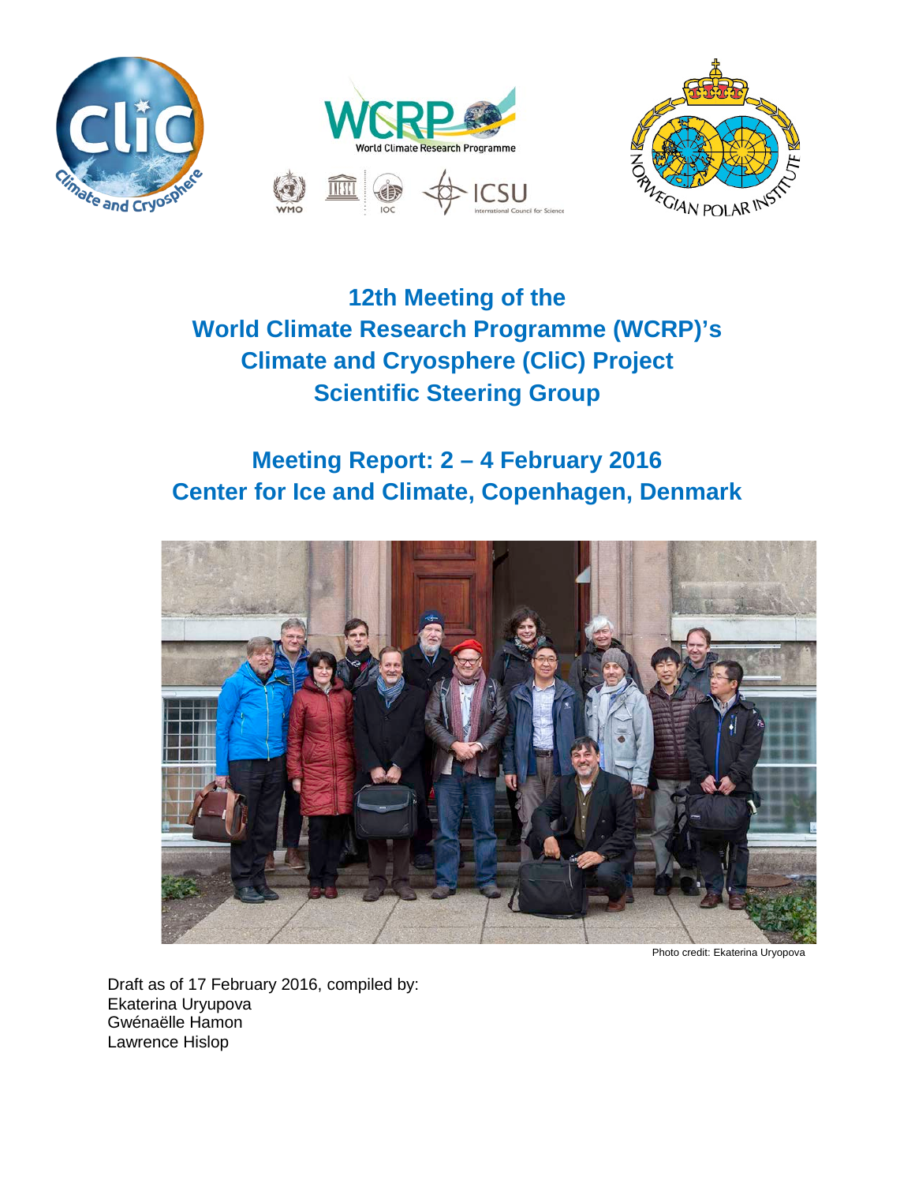# 12th Meeting of the World Climate Research Programme (WCRP)'s Climate and Cryosphere (CliC) Project Scientific Steering Group

## Meeting Report: 2 – 4 February 2016
## Center for Ice and Climate, Copenhagen, Denmark

Photo credit: Ekaterina Uryopova

Draft as of 17 February 2016, compiled by:
Ekaterina Uryupova
Gwénaëlle Hamon
Lawrence Hislop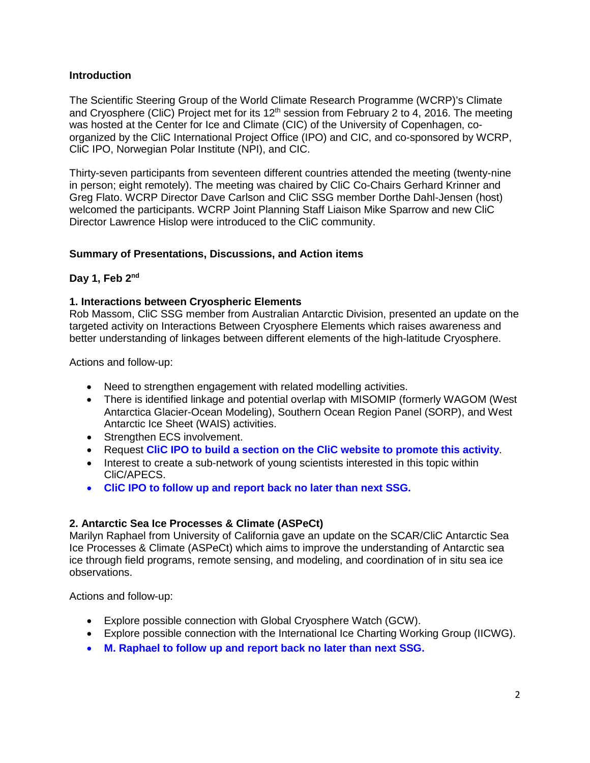## Introduction

The Scientific Steering Group of the World Climate Research Programme (WCRP)'s Climate and Cryosphere (CliC) Project met for its 12th session from February 2 to 4, 2016. The meeting was hosted at the Center for Ice and Climate (CIC) of the University of Copenhagen, co-organized by the CliC International Project Office (IPO) and CIC, and co-sponsored by WCRP, CliC IPO, Norwegian Polar Institute (NPI), and CIC.

Thirty-seven participants from seventeen different countries attended the meeting (twenty-nine in person; eight remotely). The meeting was chaired by CliC Co-Chairs Gerhard Krinner and Greg Flato. WCRP Director Dave Carlson and CliC SSG member Dorthe Dahl-Jensen (host) welcomed the participants. WCRP Joint Planning Staff Liaison Mike Sparrow and new CliC Director Lawrence Hislop were introduced to the CliC community.

## Summary of Presentations, Discussions, and Action items

### Day 1, Feb 2nd

#### 1. Interactions between Cryospheric Elements

Rob Massom, CliC SSG member from Australian Antarctic Division, presented an update on the targeted activity on Interactions Between Cryosphere Elements which raises awareness and better understanding of linkages between different elements of the high-latitude Cryosphere.

Actions and follow-up:

- Need to strengthen engagement with related modelling activities.
- There is identified linkage and potential overlap with MISOMIP (formerly WAGOM (West Antarctica Glacier-Ocean Modeling), Southern Ocean Region Panel (SORP), and West Antarctic Ice Sheet (WAIS) activities.
- Strengthen ECS involvement.
- Request **CliC IPO to build a section on the CliC website to promote this activity**.
- Interest to create a sub-network of young scientists interested in this topic within CliC/APECS.
- **CliC IPO to follow up and report back no later than next SSG.**

#### 2. Antarctic Sea Ice Processes & Climate (ASPeCt)

Marilyn Raphael from University of California gave an update on the SCAR/CliC Antarctic Sea Ice Processes & Climate (ASPeCt) which aims to improve the understanding of Antarctic sea ice through field programs, remote sensing, and modeling, and coordination of in situ sea ice observations.

Actions and follow-up:

- Explore possible connection with Global Cryosphere Watch (GCW).
- Explore possible connection with the International Ice Charting Working Group (IICWG).
- **M. Raphael to follow up and report back no later than next SSG.**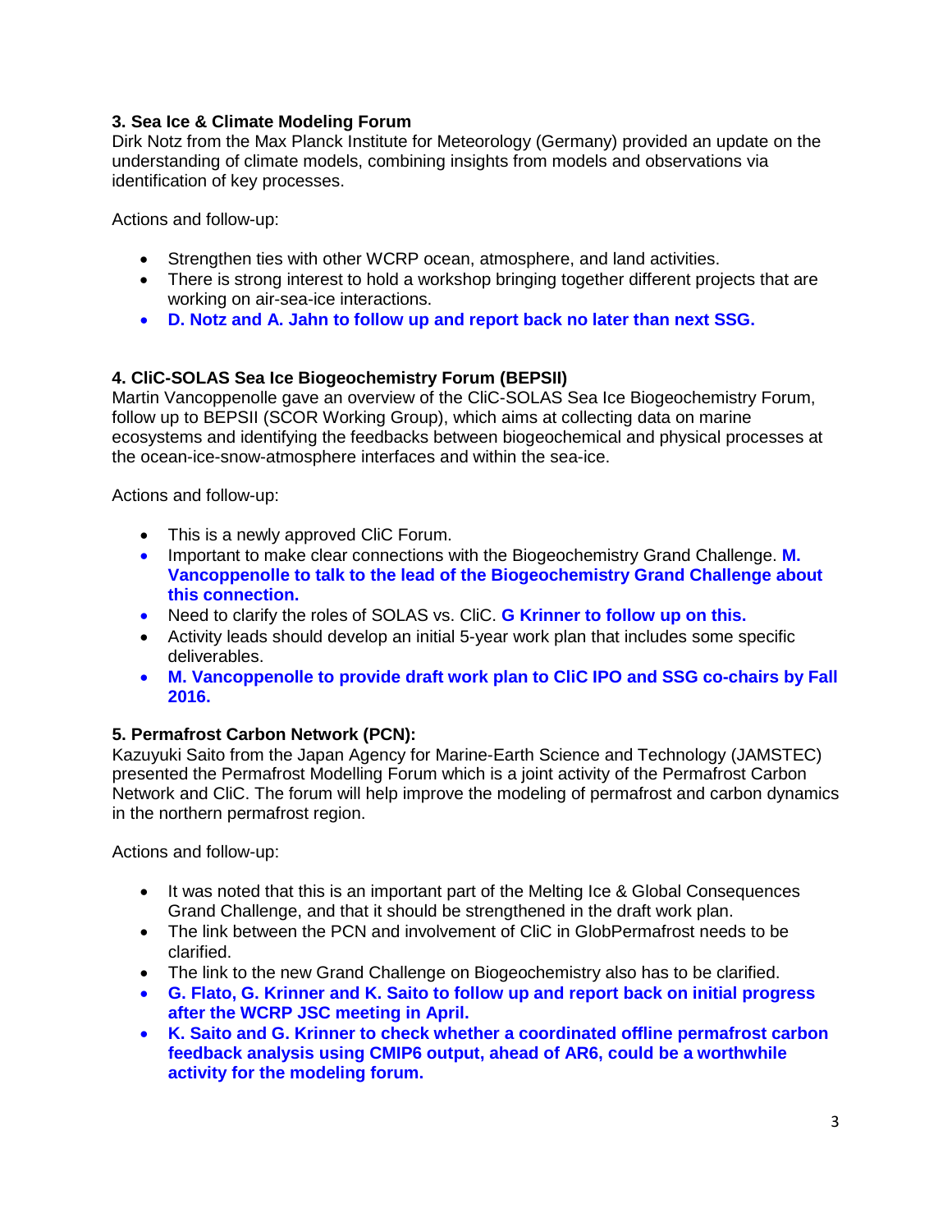### 3. Sea Ice & Climate Modeling Forum

Dirk Notz from the Max Planck Institute for Meteorology (Germany) provided an update on the understanding of climate models, combining insights from models and observations via identification of key processes.

Actions and follow-up:

- Strengthen ties with other WCRP ocean, atmosphere, and land activities.
- There is strong interest to hold a workshop bringing together different projects that are working on air-sea-ice interactions.
- **D. Notz and A. Jahn to follow up and report back no later than next SSG.**

### 4. CliC-SOLAS Sea Ice Biogeochemistry Forum (BEPSII)

Martin Vancoppenolle gave an overview of the CliC-SOLAS Sea Ice Biogeochemistry Forum, follow up to BEPSII (SCOR Working Group), which aims at collecting data on marine ecosystems and identifying the feedbacks between biogeochemical and physical processes at the ocean-ice-snow-atmosphere interfaces and within the sea-ice.

Actions and follow-up:

- This is a newly approved CliC Forum.
- Important to make clear connections with the Biogeochemistry Grand Challenge. **M. Vancoppenolle to talk to the lead of the Biogeochemistry Grand Challenge about this connection.**
- Need to clarify the roles of SOLAS vs. CliC. **G Krinner to follow up on this.**
- Activity leads should develop an initial 5-year work plan that includes some specific deliverables.
- **M. Vancoppenolle to provide draft work plan to CliC IPO and SSG co-chairs by Fall 2016.**

### 5. Permafrost Carbon Network (PCN):

Kazuyuki Saito from the Japan Agency for Marine-Earth Science and Technology (JAMSTEC) presented the Permafrost Modelling Forum which is a joint activity of the Permafrost Carbon Network and CliC. The forum will help improve the modeling of permafrost and carbon dynamics in the northern permafrost region.

Actions and follow-up:

- It was noted that this is an important part of the Melting Ice & Global Consequences Grand Challenge, and that it should be strengthened in the draft work plan.
- The link between the PCN and involvement of CliC in GlobPermafrost needs to be clarified.
- The link to the new Grand Challenge on Biogeochemistry also has to be clarified.
- **G. Flato, G. Krinner and K. Saito to follow up and report back on initial progress after the WCRP JSC meeting in April.**
- **K. Saito and G. Krinner to check whether a coordinated offline permafrost carbon feedback analysis using CMIP6 output, ahead of AR6, could be a worthwhile activity for the modeling forum.**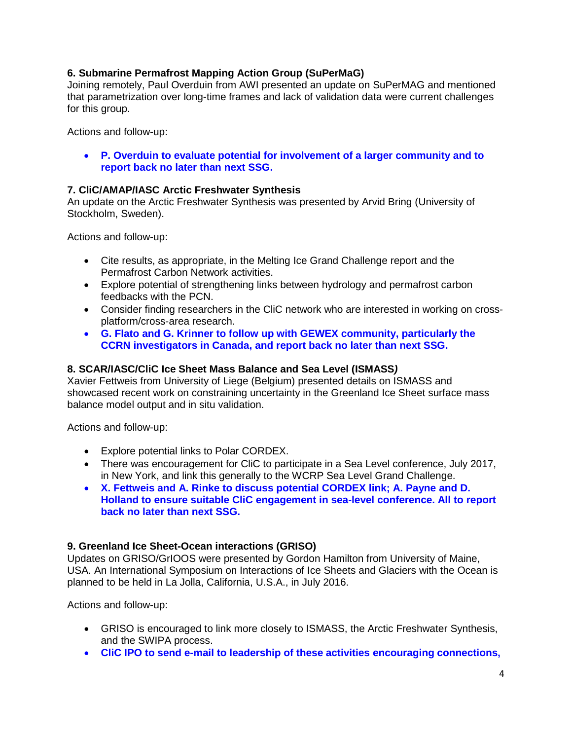**6. Submarine Permafrost Mapping Action Group (SuPerMaG)**
Joining remotely, Paul Overduin from AWI presented an update on SuPerMAG and mentioned that parametrization over long-time frames and lack of validation data were current challenges for this group.

Actions and follow-up:

- **P. Overduin to evaluate potential for involvement of a larger community and to report back no later than next SSG.**

**7. CliC/AMAP/IASC Arctic Freshwater Synthesis**
An update on the Arctic Freshwater Synthesis was presented by Arvid Bring (University of Stockholm, Sweden).

Actions and follow-up:

- Cite results, as appropriate, in the Melting Ice Grand Challenge report and the Permafrost Carbon Network activities.
- Explore potential of strengthening links between hydrology and permafrost carbon feedbacks with the PCN.
- Consider finding researchers in the CliC network who are interested in working on cross-platform/cross-area research.
- **G. Flato and G. Krinner to follow up with GEWEX community, particularly the CCRN investigators in Canada, and report back no later than next SSG.**

**8. SCAR/IASC/CliC Ice Sheet Mass Balance and Sea Level (ISMASS*)***
Xavier Fettweis from University of Liege (Belgium) presented details on ISMASS and showcased recent work on constraining uncertainty in the Greenland Ice Sheet surface mass balance model output and in situ validation.

Actions and follow-up:

- Explore potential links to Polar CORDEX.
- There was encouragement for CliC to participate in a Sea Level conference, July 2017, in New York, and link this generally to the WCRP Sea Level Grand Challenge.
- **X. Fettweis and A. Rinke to discuss potential CORDEX link; A. Payne and D. Holland to ensure suitable CliC engagement in sea-level conference. All to report back no later than next SSG.**

**9. Greenland Ice Sheet-Ocean interactions (GRISO)**
Updates on GRISO/GrIOOS were presented by Gordon Hamilton from University of Maine, USA. An International Symposium on Interactions of Ice Sheets and Glaciers with the Ocean is planned to be held in La Jolla, California, U.S.A., in July 2016.

Actions and follow-up:

- GRISO is encouraged to link more closely to ISMASS, the Arctic Freshwater Synthesis, and the SWIPA process.
- **CliC IPO to send e-mail to leadership of these activities encouraging connections,**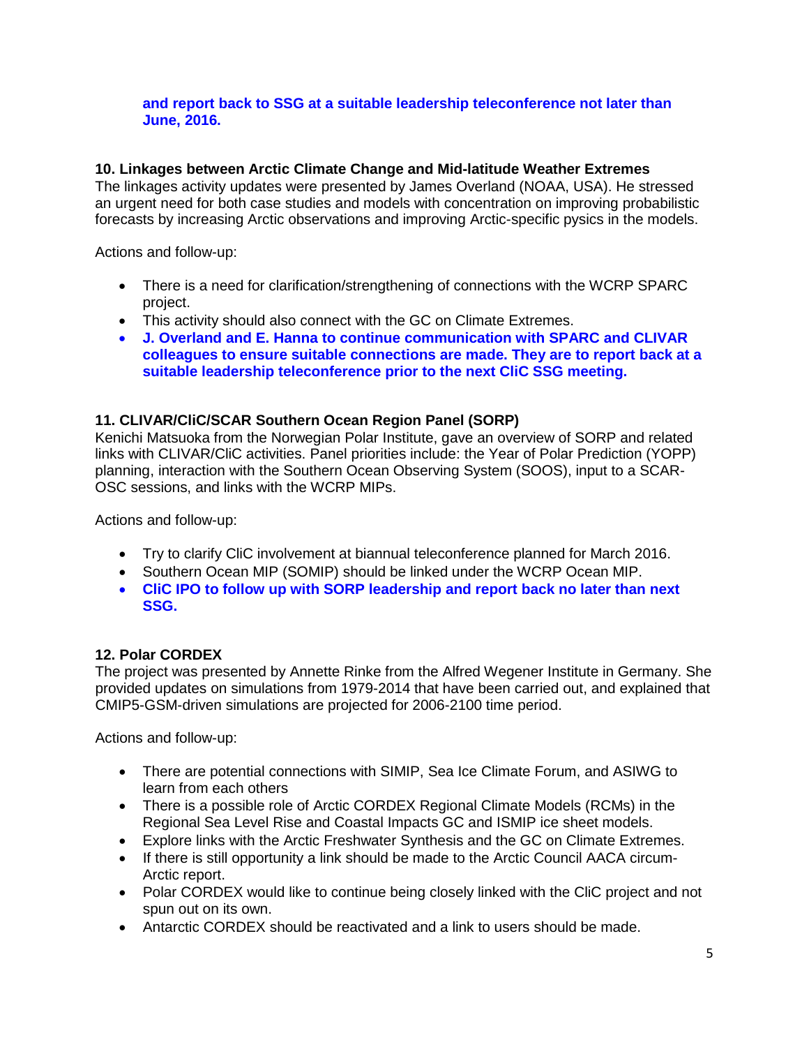**and report back to SSG at a suitable leadership teleconference not later than June, 2016.**

**10. Linkages between Arctic Climate Change and Mid-latitude Weather Extremes**

The linkages activity updates were presented by James Overland (NOAA, USA). He stressed an urgent need for both case studies and models with concentration on improving probabilistic forecasts by increasing Arctic observations and improving Arctic-specific pysics in the models.

Actions and follow-up:

- There is a need for clarification/strengthening of connections with the WCRP SPARC project.
- This activity should also connect with the GC on Climate Extremes.
- **J. Overland and E. Hanna to continue communication with SPARC and CLIVAR colleagues to ensure suitable connections are made. They are to report back at a suitable leadership teleconference prior to the next CliC SSG meeting.**

**11. CLIVAR/CliC/SCAR Southern Ocean Region Panel (SORP)**

Kenichi Matsuoka from the Norwegian Polar Institute, gave an overview of SORP and related links with CLIVAR/CliC activities. Panel priorities include: the Year of Polar Prediction (YOPP) planning, interaction with the Southern Ocean Observing System (SOOS), input to a SCAR-OSC sessions, and links with the WCRP MIPs.

Actions and follow-up:

- Try to clarify CliC involvement at biannual teleconference planned for March 2016.
- Southern Ocean MIP (SOMIP) should be linked under the WCRP Ocean MIP.
- **CliC IPO to follow up with SORP leadership and report back no later than next SSG.**

**12. Polar CORDEX**

The project was presented by Annette Rinke from the Alfred Wegener Institute in Germany. She provided updates on simulations from 1979-2014 that have been carried out, and explained that CMIP5-GSM-driven simulations are projected for 2006-2100 time period.

Actions and follow-up:

- There are potential connections with SIMIP, Sea Ice Climate Forum, and ASIWG to learn from each others
- There is a possible role of Arctic CORDEX Regional Climate Models (RCMs) in the Regional Sea Level Rise and Coastal Impacts GC and ISMIP ice sheet models.
- Explore links with the Arctic Freshwater Synthesis and the GC on Climate Extremes.
- If there is still opportunity a link should be made to the Arctic Council AACA circum-Arctic report.
- Polar CORDEX would like to continue being closely linked with the CliC project and not spun out on its own.
- Antarctic CORDEX should be reactivated and a link to users should be made.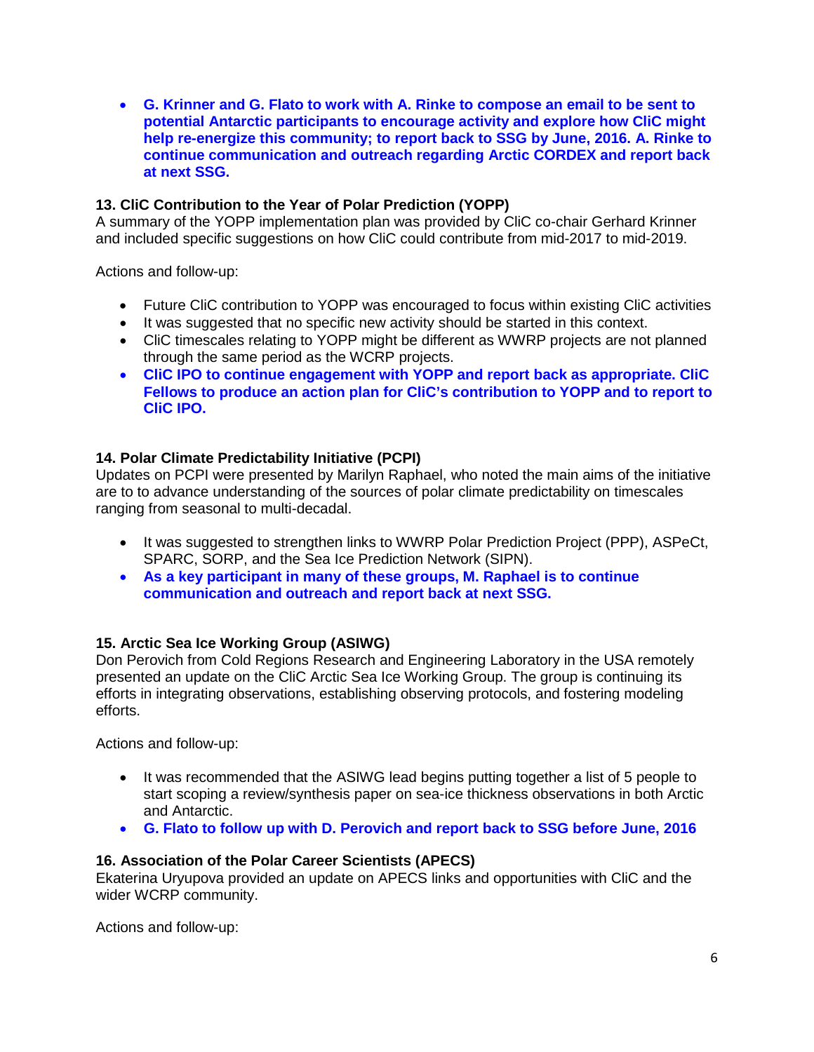- **G. Krinner and G. Flato to work with A. Rinke to compose an email to be sent to potential Antarctic participants to encourage activity and explore how CliC might help re-energize this community; to report back to SSG by June, 2016. A. Rinke to continue communication and outreach regarding Arctic CORDEX and report back at next SSG.**

### 13. CliC Contribution to the Year of Polar Prediction (YOPP)

A summary of the YOPP implementation plan was provided by CliC co-chair Gerhard Krinner and included specific suggestions on how CliC could contribute from mid-2017 to mid-2019.

Actions and follow-up:

- Future CliC contribution to YOPP was encouraged to focus within existing CliC activities
- It was suggested that no specific new activity should be started in this context.
- CliC timescales relating to YOPP might be different as WWRP projects are not planned through the same period as the WCRP projects.
- **CliC IPO to continue engagement with YOPP and report back as appropriate. CliC Fellows to produce an action plan for CliC's contribution to YOPP and to report to CliC IPO.**

### 14. Polar Climate Predictability Initiative (PCPI)

Updates on PCPI were presented by Marilyn Raphael, who noted the main aims of the initiative are to to advance understanding of the sources of polar climate predictability on timescales ranging from seasonal to multi-decadal.

- It was suggested to strengthen links to WWRP Polar Prediction Project (PPP), ASPeCt, SPARC, SORP, and the Sea Ice Prediction Network (SIPN).
- **As a key participant in many of these groups, M. Raphael is to continue communication and outreach and report back at next SSG.**

### 15. Arctic Sea Ice Working Group (ASIWG)

Don Perovich from Cold Regions Research and Engineering Laboratory in the USA remotely presented an update on the CliC Arctic Sea Ice Working Group. The group is continuing its efforts in integrating observations, establishing observing protocols, and fostering modeling efforts.

Actions and follow-up:

- It was recommended that the ASIWG lead begins putting together a list of 5 people to start scoping a review/synthesis paper on sea-ice thickness observations in both Arctic and Antarctic.
- **G. Flato to follow up with D. Perovich and report back to SSG before June, 2016**

### 16. Association of the Polar Career Scientists (APECS)

Ekaterina Uryupova provided an update on APECS links and opportunities with CliC and the wider WCRP community.

Actions and follow-up: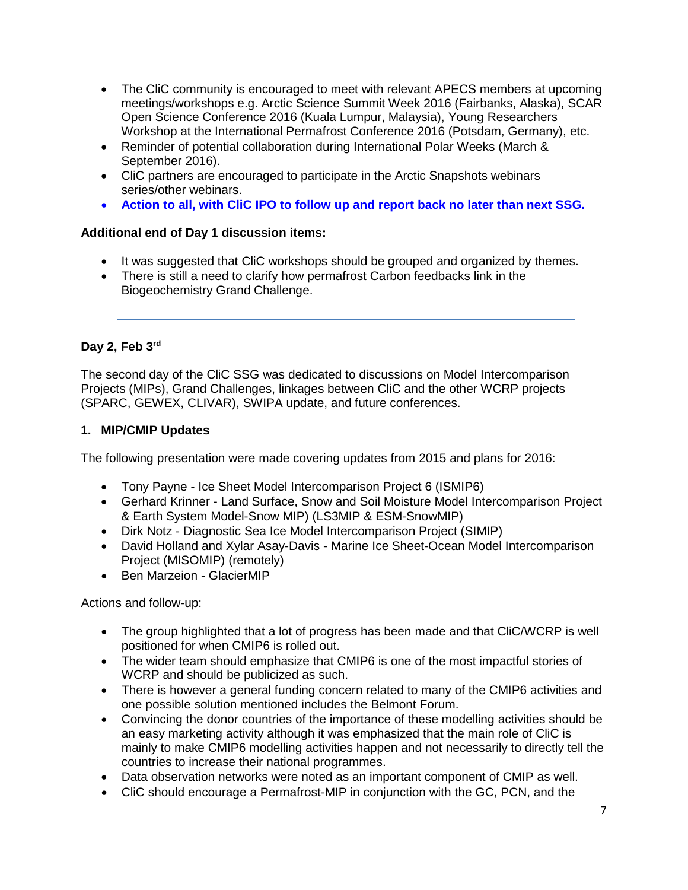- The CliC community is encouraged to meet with relevant APECS members at upcoming meetings/workshops e.g. Arctic Science Summit Week 2016 (Fairbanks, Alaska), SCAR Open Science Conference 2016 (Kuala Lumpur, Malaysia), Young Researchers Workshop at the International Permafrost Conference 2016 (Potsdam, Germany), etc.
- Reminder of potential collaboration during International Polar Weeks (March & September 2016).
- CliC partners are encouraged to participate in the Arctic Snapshots webinars series/other webinars.
- **Action to all, with CliC IPO to follow up and report back no later than next SSG.**

**Additional end of Day 1 discussion items:**

- It was suggested that CliC workshops should be grouped and organized by themes.
- There is still a need to clarify how permafrost Carbon feedbacks link in the Biogeochemistry Grand Challenge.

---

**Day 2, Feb 3rd**

The second day of the CliC SSG was dedicated to discussions on Model Intercomparison Projects (MIPs), Grand Challenges, linkages between CliC and the other WCRP projects (SPARC, GEWEX, CLIVAR), SWIPA update, and future conferences.

**1. MIP/CMIP Updates**

The following presentation were made covering updates from 2015 and plans for 2016:

- Tony Payne - Ice Sheet Model Intercomparison Project 6 (ISMIP6)
- Gerhard Krinner - Land Surface, Snow and Soil Moisture Model Intercomparison Project & Earth System Model-Snow MIP) (LS3MIP & ESM-SnowMIP)
- Dirk Notz - Diagnostic Sea Ice Model Intercomparison Project (SIMIP)
- David Holland and Xylar Asay-Davis - Marine Ice Sheet-Ocean Model Intercomparison Project (MISOMIP) (remotely)
- Ben Marzeion - GlacierMIP

Actions and follow-up:

- The group highlighted that a lot of progress has been made and that CliC/WCRP is well positioned for when CMIP6 is rolled out.
- The wider team should emphasize that CMIP6 is one of the most impactful stories of WCRP and should be publicized as such.
- There is however a general funding concern related to many of the CMIP6 activities and one possible solution mentioned includes the Belmont Forum.
- Convincing the donor countries of the importance of these modelling activities should be an easy marketing activity although it was emphasized that the main role of CliC is mainly to make CMIP6 modelling activities happen and not necessarily to directly tell the countries to increase their national programmes.
- Data observation networks were noted as an important component of CMIP as well.
- CliC should encourage a Permafrost-MIP in conjunction with the GC, PCN, and the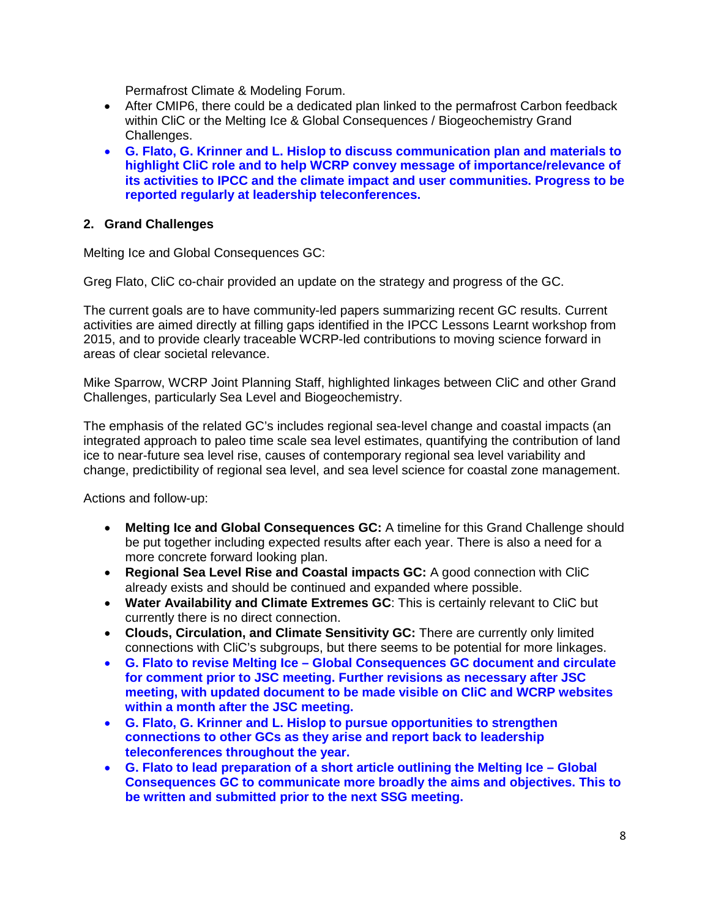Permafrost Climate & Modeling Forum.

- After CMIP6, there could be a dedicated plan linked to the permafrost Carbon feedback within CliC or the Melting Ice & Global Consequences / Biogeochemistry Grand Challenges.
- **G. Flato, G. Krinner and L. Hislop to discuss communication plan and materials to highlight CliC role and to help WCRP convey message of importance/relevance of its activities to IPCC and the climate impact and user communities. Progress to be reported regularly at leadership teleconferences.**

## 2. Grand Challenges

Melting Ice and Global Consequences GC:

Greg Flato, CliC co-chair provided an update on the strategy and progress of the GC.

The current goals are to have community-led papers summarizing recent GC results. Current activities are aimed directly at filling gaps identified in the IPCC Lessons Learnt workshop from 2015, and to provide clearly traceable WCRP-led contributions to moving science forward in areas of clear societal relevance.

Mike Sparrow, WCRP Joint Planning Staff, highlighted linkages between CliC and other Grand Challenges, particularly Sea Level and Biogeochemistry.

The emphasis of the related GC's includes regional sea-level change and coastal impacts (an integrated approach to paleo time scale sea level estimates, quantifying the contribution of land ice to near-future sea level rise, causes of contemporary regional sea level variability and change, predictibility of regional sea level, and sea level science for coastal zone management.

Actions and follow-up:

- **Melting Ice and Global Consequences GC:** A timeline for this Grand Challenge should be put together including expected results after each year. There is also a need for a more concrete forward looking plan.
- **Regional Sea Level Rise and Coastal impacts GC:** A good connection with CliC already exists and should be continued and expanded where possible.
- **Water Availability and Climate Extremes GC**: This is certainly relevant to CliC but currently there is no direct connection.
- **Clouds, Circulation, and Climate Sensitivity GC:** There are currently only limited connections with CliC's subgroups, but there seems to be potential for more linkages.
- **G. Flato to revise Melting Ice – Global Consequences GC document and circulate for comment prior to JSC meeting. Further revisions as necessary after JSC meeting, with updated document to be made visible on CliC and WCRP websites within a month after the JSC meeting.**
- **G. Flato, G. Krinner and L. Hislop to pursue opportunities to strengthen connections to other GCs as they arise and report back to leadership teleconferences throughout the year.**
- **G. Flato to lead preparation of a short article outlining the Melting Ice – Global Consequences GC to communicate more broadly the aims and objectives. This to be written and submitted prior to the next SSG meeting.**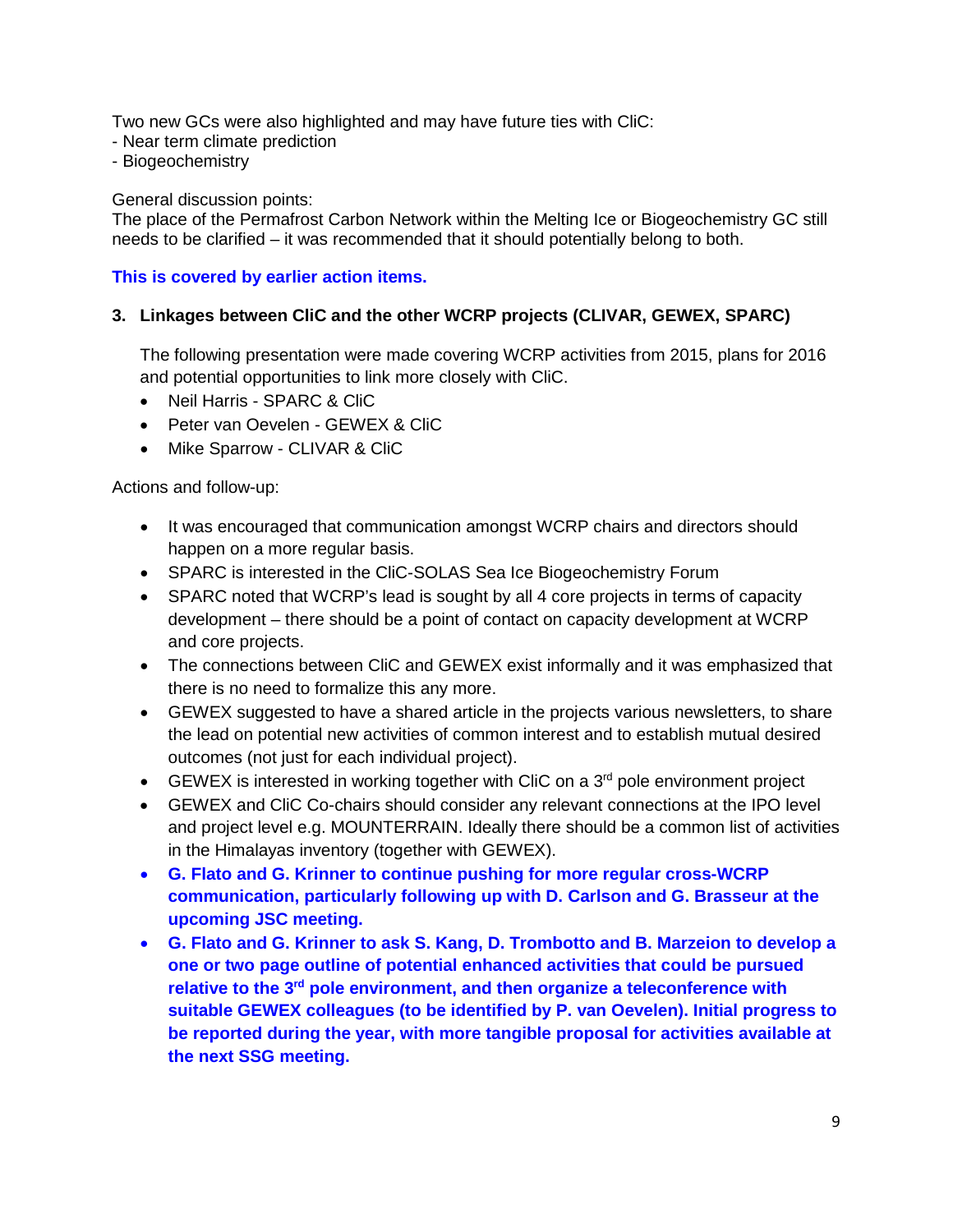Two new GCs were also highlighted and may have future ties with CliC:
- Near term climate prediction
- Biogeochemistry

General discussion points:
The place of the Permafrost Carbon Network within the Melting Ice or Biogeochemistry GC still needs to be clarified – it was recommended that it should potentially belong to both.

**This is covered by earlier action items.**

### 3. Linkages between CliC and the other WCRP projects (CLIVAR, GEWEX, SPARC)

The following presentation were made covering WCRP activities from 2015, plans for 2016 and potential opportunities to link more closely with CliC.

- Neil Harris - SPARC & CliC
- Peter van Oevelen - GEWEX & CliC
- Mike Sparrow - CLIVAR & CliC

Actions and follow-up:

- It was encouraged that communication amongst WCRP chairs and directors should happen on a more regular basis.
- SPARC is interested in the CliC-SOLAS Sea Ice Biogeochemistry Forum
- SPARC noted that WCRP's lead is sought by all 4 core projects in terms of capacity development – there should be a point of contact on capacity development at WCRP and core projects.
- The connections between CliC and GEWEX exist informally and it was emphasized that there is no need to formalize this any more.
- GEWEX suggested to have a shared article in the projects various newsletters, to share the lead on potential new activities of common interest and to establish mutual desired outcomes (not just for each individual project).
- GEWEX is interested in working together with CliC on a 3rd pole environment project
- GEWEX and CliC Co-chairs should consider any relevant connections at the IPO level and project level e.g. MOUNTERRAIN. Ideally there should be a common list of activities in the Himalayas inventory (together with GEWEX).
- **G. Flato and G. Krinner to continue pushing for more regular cross-WCRP communication, particularly following up with D. Carlson and G. Brasseur at the upcoming JSC meeting.**
- **G. Flato and G. Krinner to ask S. Kang, D. Trombotto and B. Marzeion to develop a one or two page outline of potential enhanced activities that could be pursued relative to the 3rd pole environment, and then organize a teleconference with suitable GEWEX colleagues (to be identified by P. van Oevelen). Initial progress to be reported during the year, with more tangible proposal for activities available at the next SSG meeting.**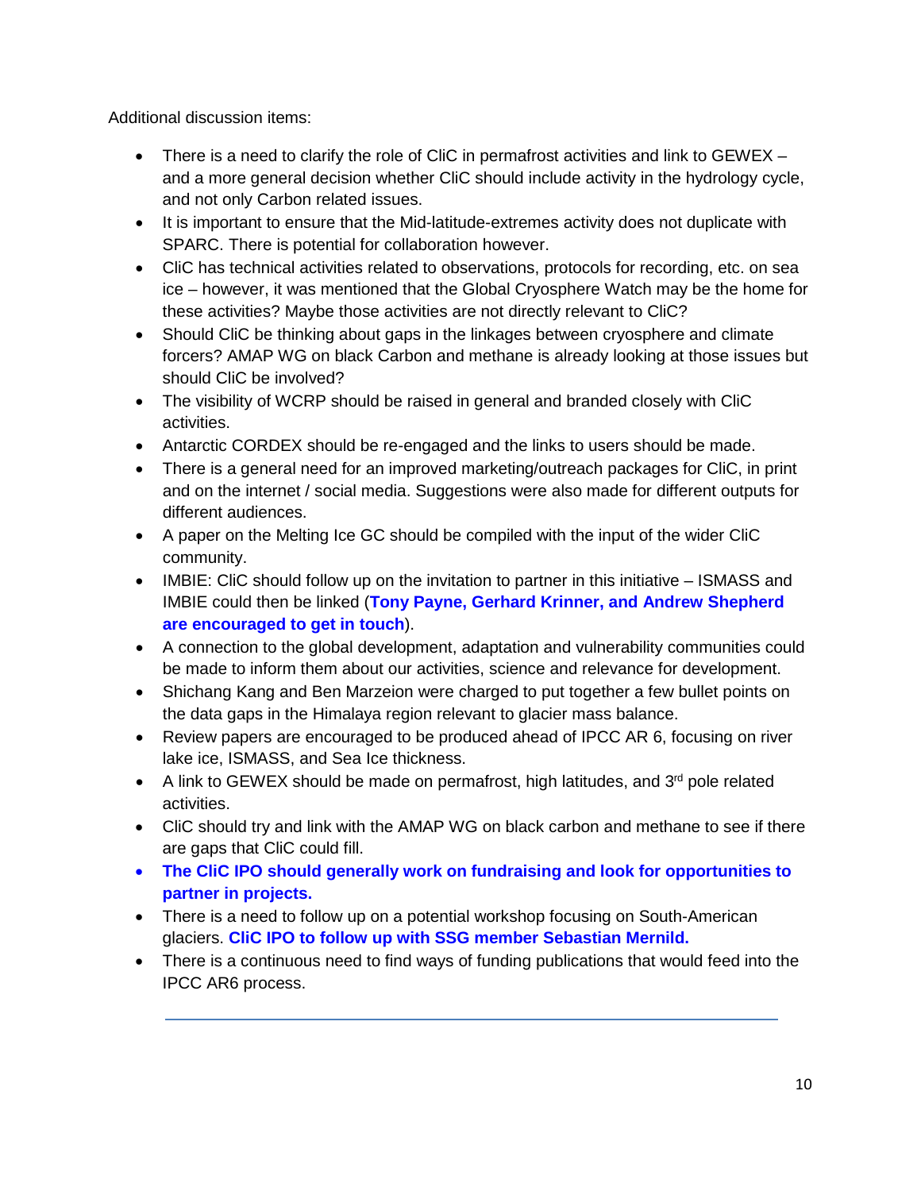Additional discussion items:

- There is a need to clarify the role of CliC in permafrost activities and link to GEWEX – and a more general decision whether CliC should include activity in the hydrology cycle, and not only Carbon related issues.
- It is important to ensure that the Mid-latitude-extremes activity does not duplicate with SPARC. There is potential for collaboration however.
- CliC has technical activities related to observations, protocols for recording, etc. on sea ice – however, it was mentioned that the Global Cryosphere Watch may be the home for these activities? Maybe those activities are not directly relevant to CliC?
- Should CliC be thinking about gaps in the linkages between cryosphere and climate forcers? AMAP WG on black Carbon and methane is already looking at those issues but should CliC be involved?
- The visibility of WCRP should be raised in general and branded closely with CliC activities.
- Antarctic CORDEX should be re-engaged and the links to users should be made.
- There is a general need for an improved marketing/outreach packages for CliC, in print and on the internet / social media. Suggestions were also made for different outputs for different audiences.
- A paper on the Melting Ice GC should be compiled with the input of the wider CliC community.
- IMBIE: CliC should follow up on the invitation to partner in this initiative – ISMASS and IMBIE could then be linked (**Tony Payne, Gerhard Krinner, and Andrew Shepherd are encouraged to get in touch**).
- A connection to the global development, adaptation and vulnerability communities could be made to inform them about our activities, science and relevance for development.
- Shichang Kang and Ben Marzeion were charged to put together a few bullet points on the data gaps in the Himalaya region relevant to glacier mass balance.
- Review papers are encouraged to be produced ahead of IPCC AR 6, focusing on river lake ice, ISMASS, and Sea Ice thickness.
- A link to GEWEX should be made on permafrost, high latitudes, and 3rd pole related activities.
- CliC should try and link with the AMAP WG on black carbon and methane to see if there are gaps that CliC could fill.
- **The CliC IPO should generally work on fundraising and look for opportunities to partner in projects.**
- There is a need to follow up on a potential workshop focusing on South-American glaciers. **CliC IPO to follow up with SSG member Sebastian Mernild.**
- There is a continuous need to find ways of funding publications that would feed into the IPCC AR6 process.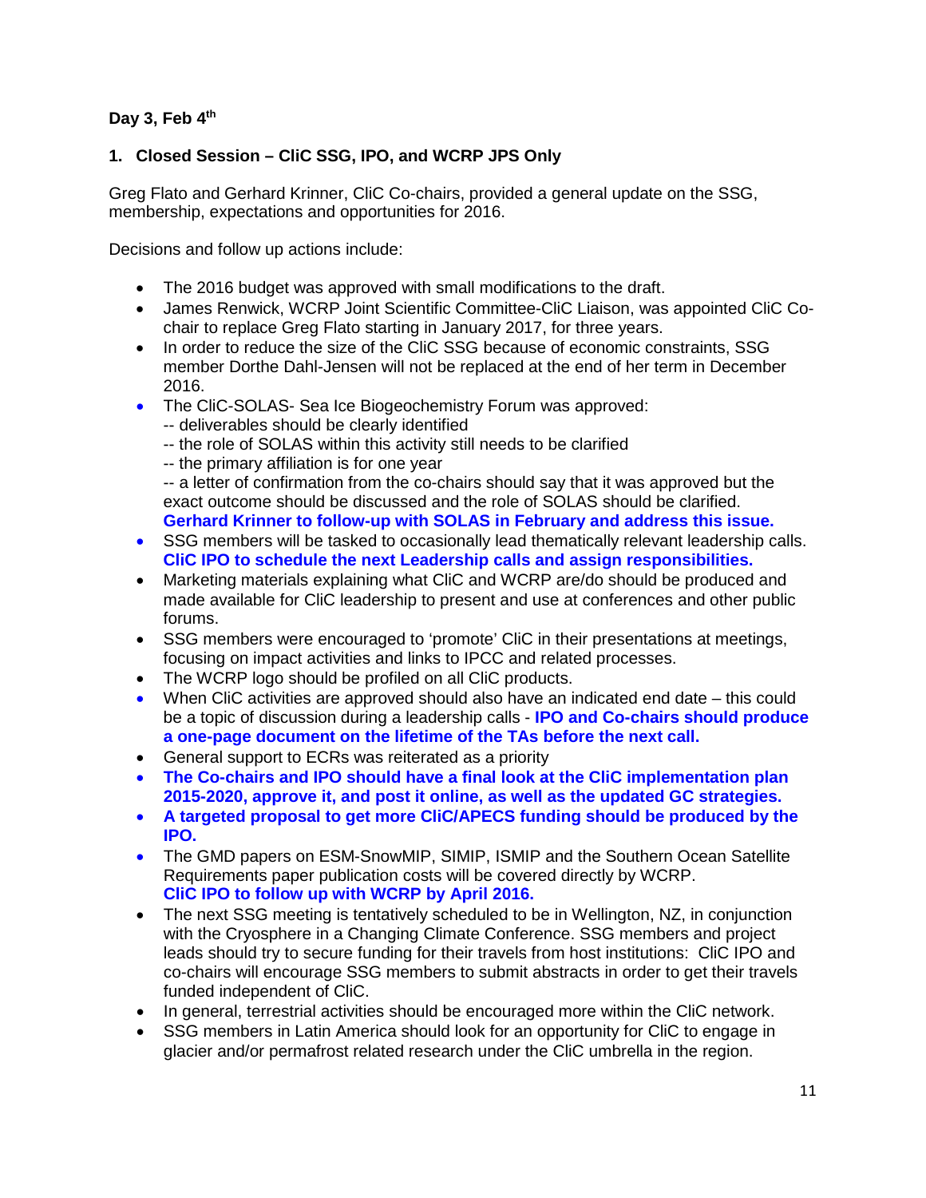**Day 3, Feb 4th**

**1. Closed Session – CliC SSG, IPO, and WCRP JPS Only**

Greg Flato and Gerhard Krinner, CliC Co-chairs, provided a general update on the SSG, membership, expectations and opportunities for 2016.

Decisions and follow up actions include:

- The 2016 budget was approved with small modifications to the draft.
- James Renwick, WCRP Joint Scientific Committee-CliC Liaison, was appointed CliC Co-chair to replace Greg Flato starting in January 2017, for three years.
- In order to reduce the size of the CliC SSG because of economic constraints, SSG member Dorthe Dahl-Jensen will not be replaced at the end of her term in December 2016.
- The CliC-SOLAS- Sea Ice Biogeochemistry Forum was approved:
  -- deliverables should be clearly identified
  -- the role of SOLAS within this activity still needs to be clarified
  -- the primary affiliation is for one year
  -- a letter of confirmation from the co-chairs should say that it was approved but the exact outcome should be discussed and the role of SOLAS should be clarified. **Gerhard Krinner to follow-up with SOLAS in February and address this issue.**
- SSG members will be tasked to occasionally lead thematically relevant leadership calls. **CliC IPO to schedule the next Leadership calls and assign responsibilities.**
- Marketing materials explaining what CliC and WCRP are/do should be produced and made available for CliC leadership to present and use at conferences and other public forums.
- SSG members were encouraged to 'promote' CliC in their presentations at meetings, focusing on impact activities and links to IPCC and related processes.
- The WCRP logo should be profiled on all CliC products.
- When CliC activities are approved should also have an indicated end date – this could be a topic of discussion during a leadership calls - **IPO and Co-chairs should produce a one-page document on the lifetime of the TAs before the next call.**
- General support to ECRs was reiterated as a priority
- **The Co-chairs and IPO should have a final look at the CliC implementation plan 2015-2020, approve it, and post it online, as well as the updated GC strategies.**
- **A targeted proposal to get more CliC/APECS funding should be produced by the IPO.**
- The GMD papers on ESM-SnowMIP, SIMIP, ISMIP and the Southern Ocean Satellite Requirements paper publication costs will be covered directly by WCRP. **CliC IPO to follow up with WCRP by April 2016.**
- The next SSG meeting is tentatively scheduled to be in Wellington, NZ, in conjunction with the Cryosphere in a Changing Climate Conference. SSG members and project leads should try to secure funding for their travels from host institutions: CliC IPO and co-chairs will encourage SSG members to submit abstracts in order to get their travels funded independent of CliC.
- In general, terrestrial activities should be encouraged more within the CliC network.
- SSG members in Latin America should look for an opportunity for CliC to engage in glacier and/or permafrost related research under the CliC umbrella in the region.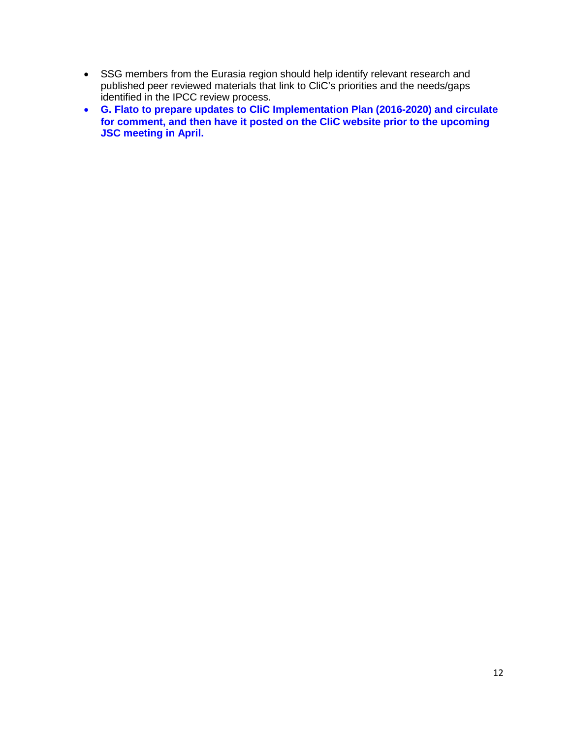- SSG members from the Eurasia region should help identify relevant research and published peer reviewed materials that link to CliC's priorities and the needs/gaps identified in the IPCC review process.
- **G. Flato to prepare updates to CliC Implementation Plan (2016-2020) and circulate for comment, and then have it posted on the CliC website prior to the upcoming JSC meeting in April.**